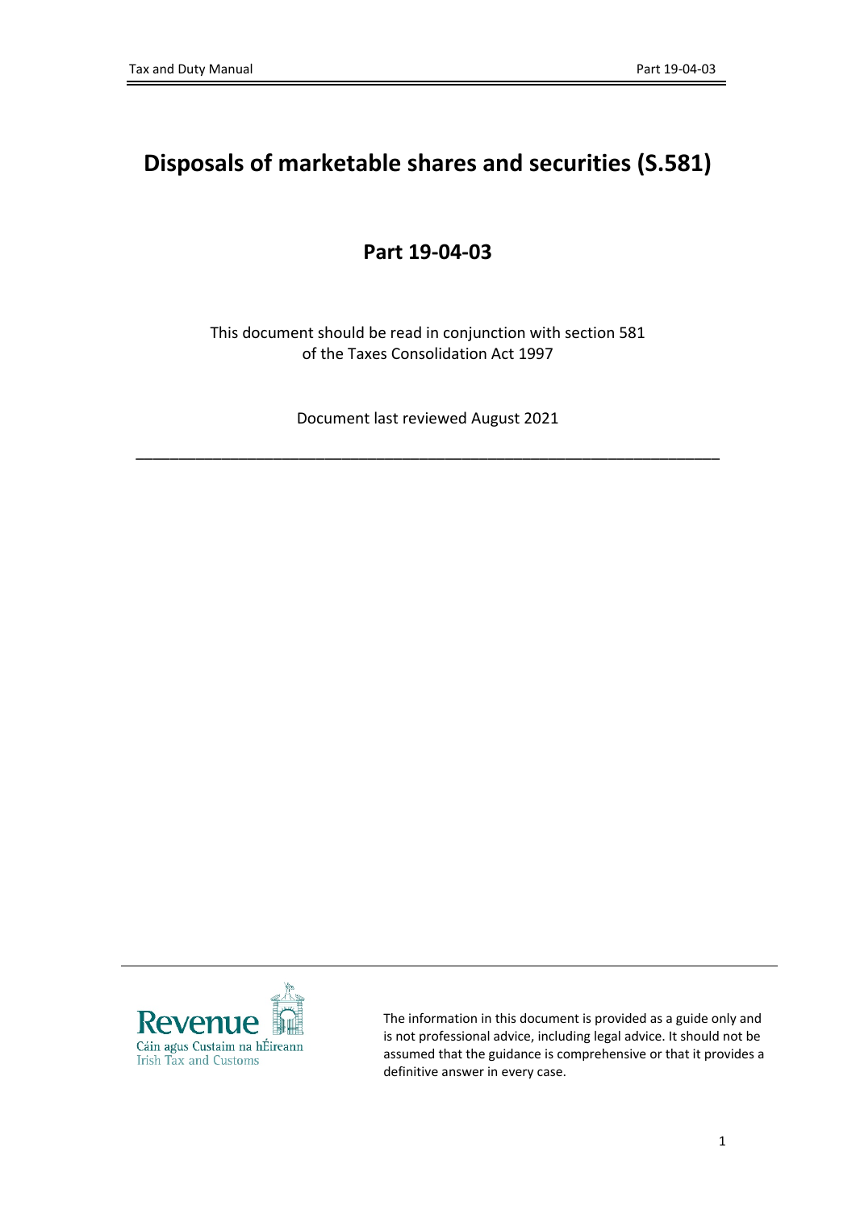# Disposals of marketable shares and securities (S.581)

## Part 19-04-03

This document should be read in conjunction with section 581 of the Taxes Consolidation Act 1997

Document last reviewed August 2021

---

Revenue
Cáin agus Custaim na hÉireann
Irish Tax and Customs

The information in this document is provided as a guide only and is not professional advice, including legal advice. It should not be assumed that the guidance is comprehensive or that it provides a definitive answer in every case.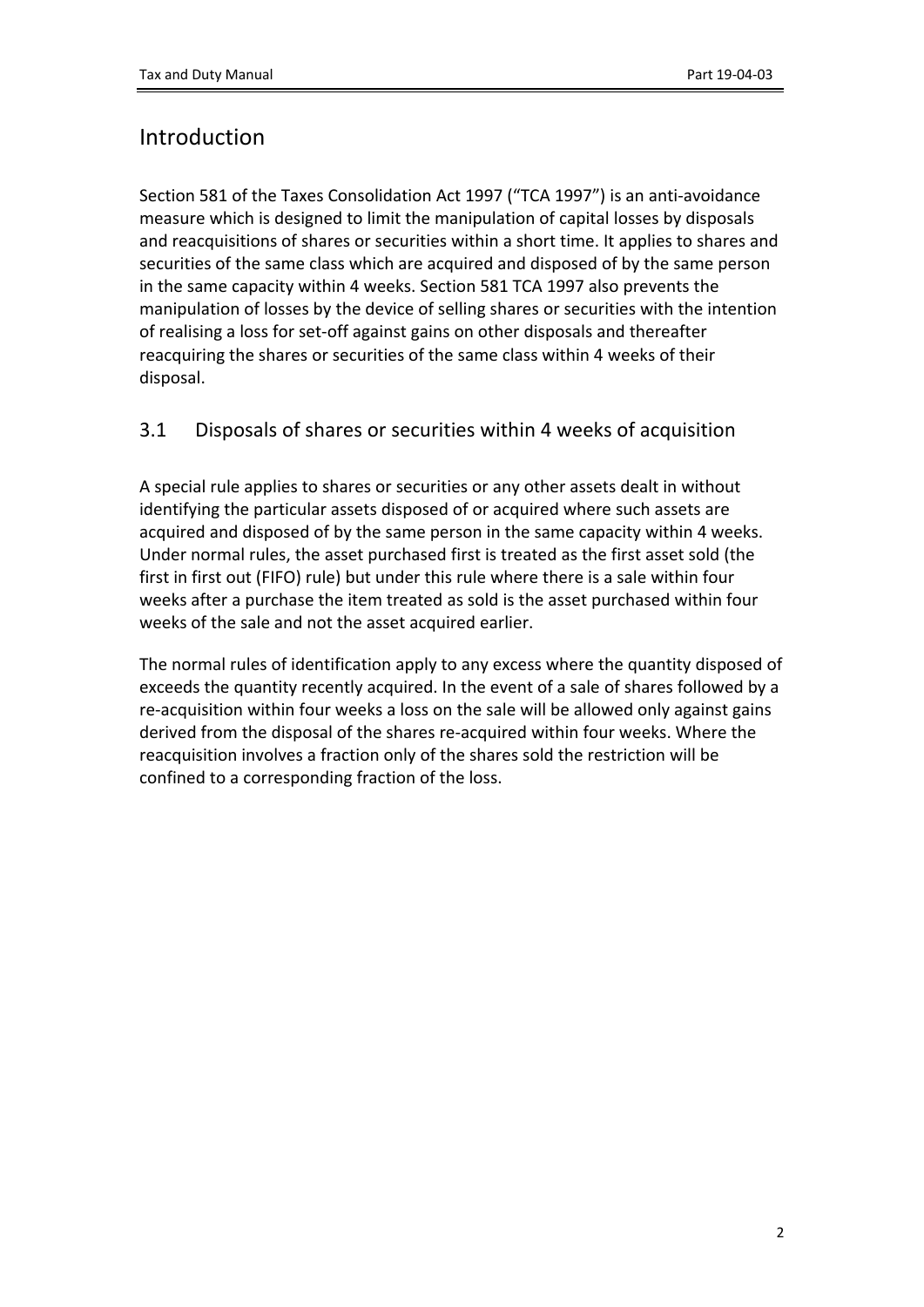# Introduction

Section 581 of the Taxes Consolidation Act 1997 ("TCA 1997") is an anti-avoidance measure which is designed to limit the manipulation of capital losses by disposals and reacquisitions of shares or securities within a short time. It applies to shares and securities of the same class which are acquired and disposed of by the same person in the same capacity within 4 weeks. Section 581 TCA 1997 also prevents the manipulation of losses by the device of selling shares or securities with the intention of realising a loss for set-off against gains on other disposals and thereafter reacquiring the shares or securities of the same class within 4 weeks of their disposal.

## 3.1 Disposals of shares or securities within 4 weeks of acquisition

A special rule applies to shares or securities or any other assets dealt in without identifying the particular assets disposed of or acquired where such assets are acquired and disposed of by the same person in the same capacity within 4 weeks. Under normal rules, the asset purchased first is treated as the first asset sold (the first in first out (FIFO) rule) but under this rule where there is a sale within four weeks after a purchase the item treated as sold is the asset purchased within four weeks of the sale and not the asset acquired earlier.

The normal rules of identification apply to any excess where the quantity disposed of exceeds the quantity recently acquired. In the event of a sale of shares followed by a re-acquisition within four weeks a loss on the sale will be allowed only against gains derived from the disposal of the shares re-acquired within four weeks. Where the reacquisition involves a fraction only of the shares sold the restriction will be confined to a corresponding fraction of the loss.